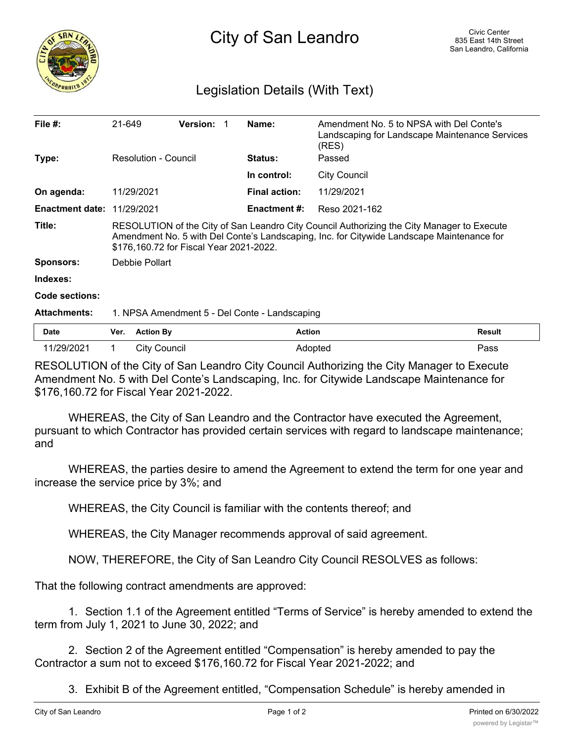# City of San Leandro

Civic Center
835 East 14th Street
San Leandro, California

## Legislation Details (With Text)

| | | | |
|---|---|---|---|
| **File #:** | 21-649 **Version:** 1 | **Name:** | Amendment No. 5 to NPSA with Del Conte's Landscaping for Landscape Maintenance Services (RES) |
| **Type:** | Resolution - Council | **Status:** | Passed |
| | | **In control:** | City Council |
| **On agenda:** | 11/29/2021 | **Final action:** | 11/29/2021 |
| **Enactment date:** | 11/29/2021 | **Enactment #:** | Reso 2021-162 |

**Title:** RESOLUTION of the City of San Leandro City Council Authorizing the City Manager to Execute Amendment No. 5 with Del Conte's Landscaping, Inc. for Citywide Landscape Maintenance for $176,160.72 for Fiscal Year 2021-2022.

**Sponsors:** Debbie Pollart

**Indexes:**

**Code sections:**

**Attachments:** 1. NPSA Amendment 5 - Del Conte - Landscaping

| Date | Ver. | Action By | Action | Result |
|---|---|---|---|---|
| 11/29/2021 | 1 | City Council | Adopted | Pass |

RESOLUTION of the City of San Leandro City Council Authorizing the City Manager to Execute Amendment No. 5 with Del Conte's Landscaping, Inc. for Citywide Landscape Maintenance for $176,160.72 for Fiscal Year 2021-2022.

WHEREAS, the City of San Leandro and the Contractor have executed the Agreement, pursuant to which Contractor has provided certain services with regard to landscape maintenance; and

WHEREAS, the parties desire to amend the Agreement to extend the term for one year and increase the service price by 3%; and

WHEREAS, the City Council is familiar with the contents thereof; and

WHEREAS, the City Manager recommends approval of said agreement.

NOW, THEREFORE, the City of San Leandro City Council RESOLVES as follows:

That the following contract amendments are approved:

1. Section 1.1 of the Agreement entitled "Terms of Service" is hereby amended to extend the term from July 1, 2021 to June 30, 2022; and

2. Section 2 of the Agreement entitled "Compensation" is hereby amended to pay the Contractor a sum not to exceed $176,160.72 for Fiscal Year 2021-2022; and

3. Exhibit B of the Agreement entitled, "Compensation Schedule" is hereby amended in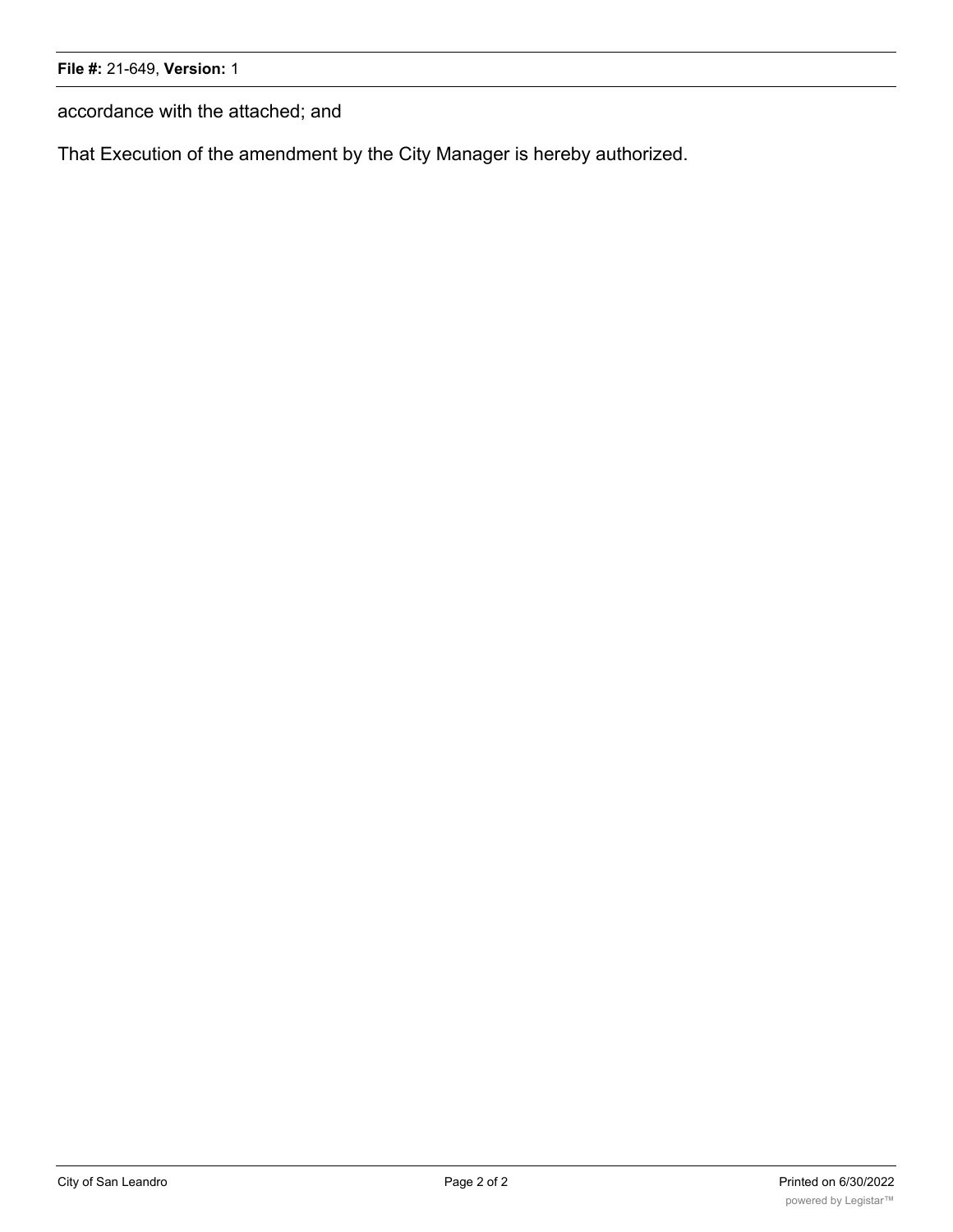accordance with the attached; and

That Execution of the amendment by the City Manager is hereby authorized.